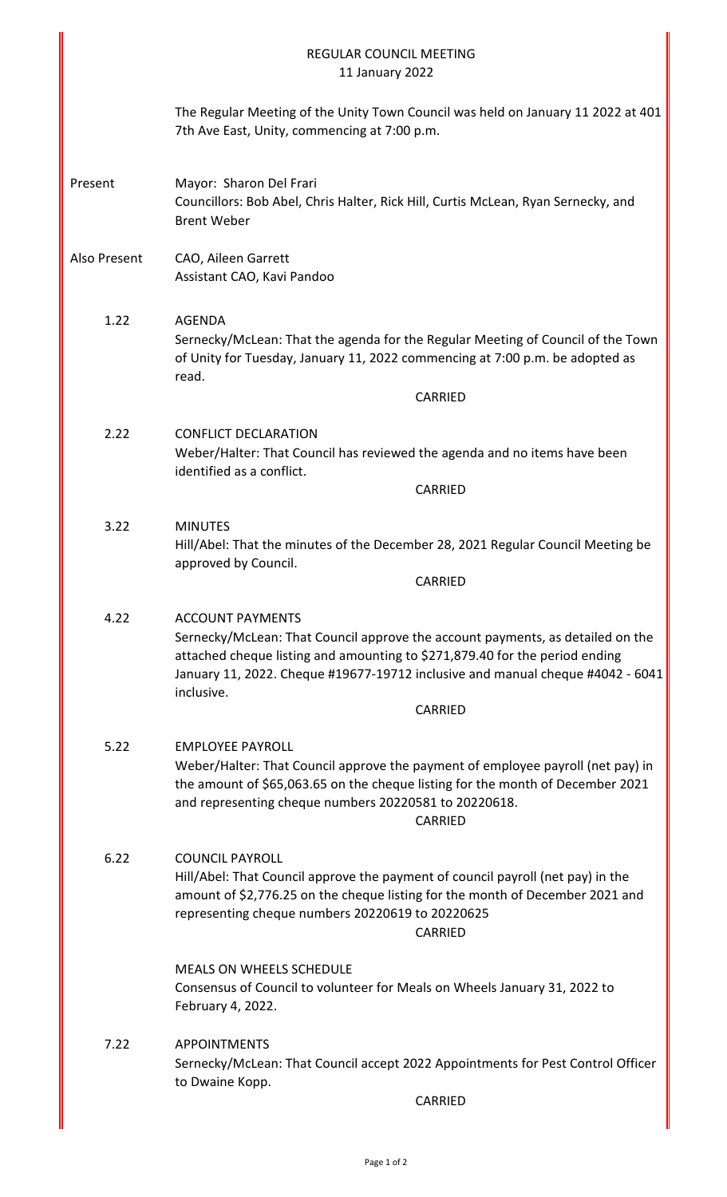# REGULAR COUNCIL MEETING
11 January 2022

The Regular Meeting of the Unity Town Council was held on January 11 2022 at 401 7th Ave East, Unity, commencing at 7:00 p.m.

**Present**

Mayor: Sharon Del Frari
Councillors: Bob Abel, Chris Halter, Rick Hill, Curtis McLean, Ryan Sernecky, and Brent Weber

**Also Present**

CAO, Aileen Garrett
Assistant CAO, Kavi Pandoo

**1.22 AGENDA**

Sernecky/McLean: That the agenda for the Regular Meeting of Council of the Town of Unity for Tuesday, January 11, 2022 commencing at 7:00 p.m. be adopted as read.

CARRIED

**2.22 CONFLICT DECLARATION**

Weber/Halter: That Council has reviewed the agenda and no items have been identified as a conflict.

CARRIED

**3.22 MINUTES**

Hill/Abel: That the minutes of the December 28, 2021 Regular Council Meeting be approved by Council.

CARRIED

**4.22 ACCOUNT PAYMENTS**

Sernecky/McLean: That Council approve the account payments, as detailed on the attached cheque listing and amounting to $271,879.40 for the period ending January 11, 2022. Cheque #19677-19712 inclusive and manual cheque #4042 - 6041 inclusive.

CARRIED

**5.22 EMPLOYEE PAYROLL**

Weber/Halter: That Council approve the payment of employee payroll (net pay) in the amount of $65,063.65 on the cheque listing for the month of December 2021 and representing cheque numbers 20220581 to 20220618.

CARRIED

**6.22 COUNCIL PAYROLL**

Hill/Abel: That Council approve the payment of council payroll (net pay) in the amount of $2,776.25 on the cheque listing for the month of December 2021 and representing cheque numbers 20220619 to 20220625

CARRIED

**MEALS ON WHEELS SCHEDULE**

Consensus of Council to volunteer for Meals on Wheels January 31, 2022 to February 4, 2022.

**7.22 APPOINTMENTS**

Sernecky/McLean: That Council accept 2022 Appointments for Pest Control Officer to Dwaine Kopp.

CARRIED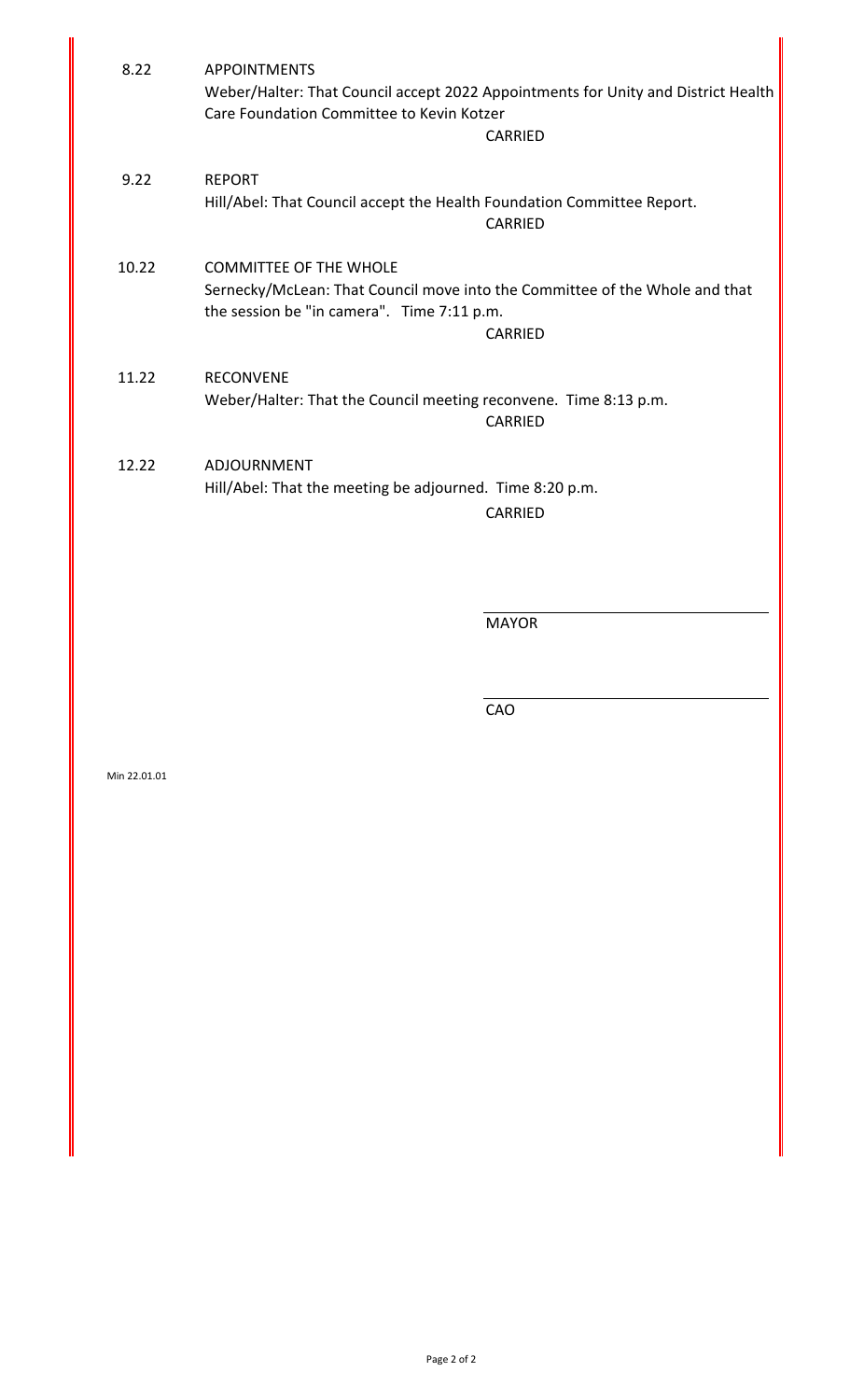8.22 APPOINTMENTS

Weber/Halter: That Council accept 2022 Appointments for Unity and District Health Care Foundation Committee to Kevin Kotzer

CARRIED

9.22 REPORT

Hill/Abel: That Council accept the Health Foundation Committee Report.

CARRIED

10.22 COMMITTEE OF THE WHOLE

Sernecky/McLean: That Council move into the Committee of the Whole and that the session be "in camera". Time 7:11 p.m.

CARRIED

11.22 RECONVENE

Weber/Halter: That the Council meeting reconvene. Time 8:13 p.m.

CARRIED

12.22 ADJOURNMENT

Hill/Abel: That the meeting be adjourned. Time 8:20 p.m.

CARRIED

MAYOR

CAO

Min 22.01.01